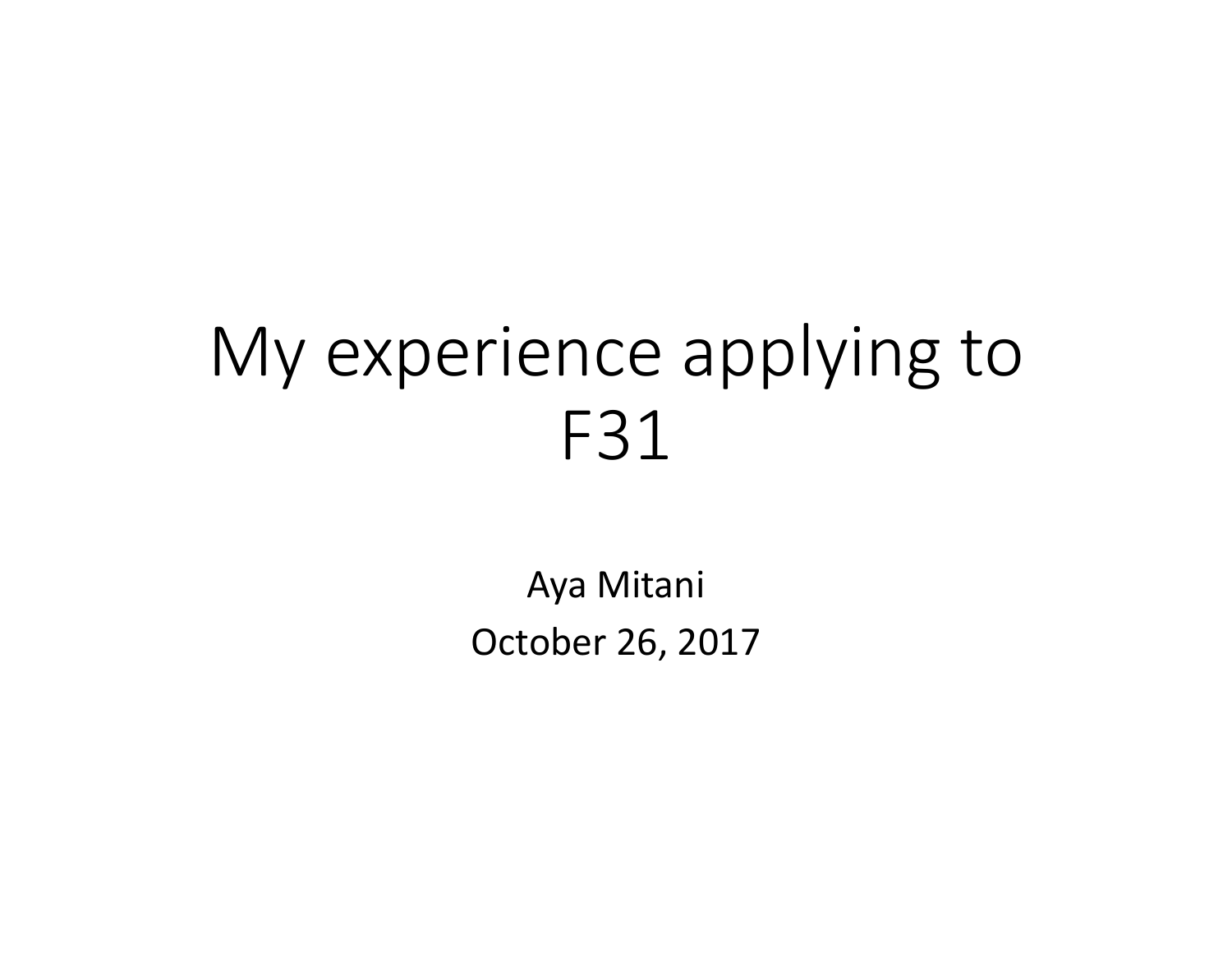# My experience applying to F31

Aya Mitani

October 26, 2017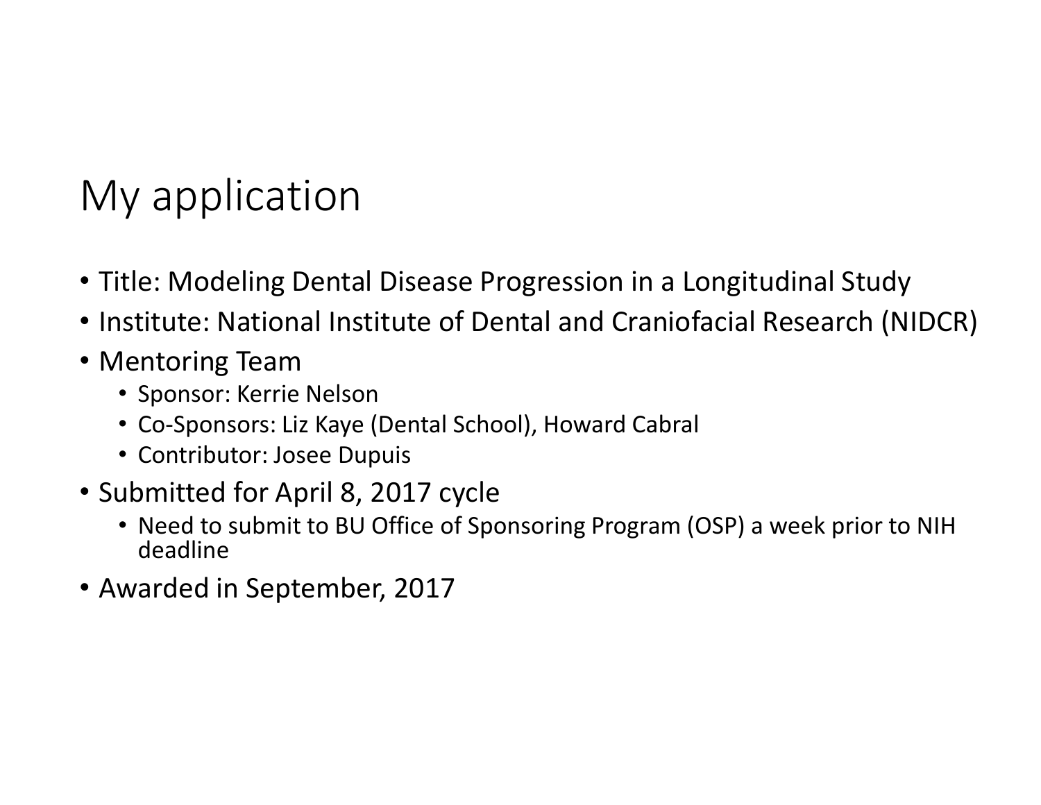# My application

- Title: Modeling Dental Disease Progression in a Longitudinal Study
- Institute: National Institute of Dental and Craniofacial Research (NIDCR)
- Mentoring Team
  - Sponsor: Kerrie Nelson
  - Co-Sponsors: Liz Kaye (Dental School), Howard Cabral
  - Contributor: Josee Dupuis
- Submitted for April 8, 2017 cycle
  - Need to submit to BU Office of Sponsoring Program (OSP) a week prior to NIH deadline
- Awarded in September, 2017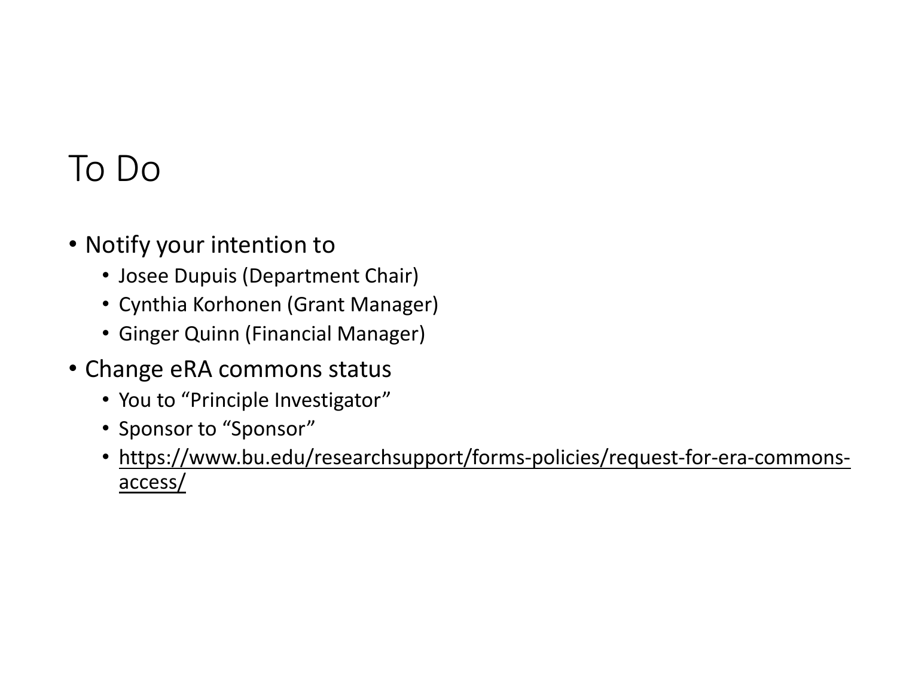# To Do

- Notify your intention to
  - Josee Dupuis (Department Chair)
  - Cynthia Korhonen (Grant Manager)
  - Ginger Quinn (Financial Manager)
- Change eRA commons status
  - You to "Principle Investigator"
  - Sponsor to "Sponsor"
  - https://www.bu.edu/researchsupport/forms-policies/request-for-era-commons-access/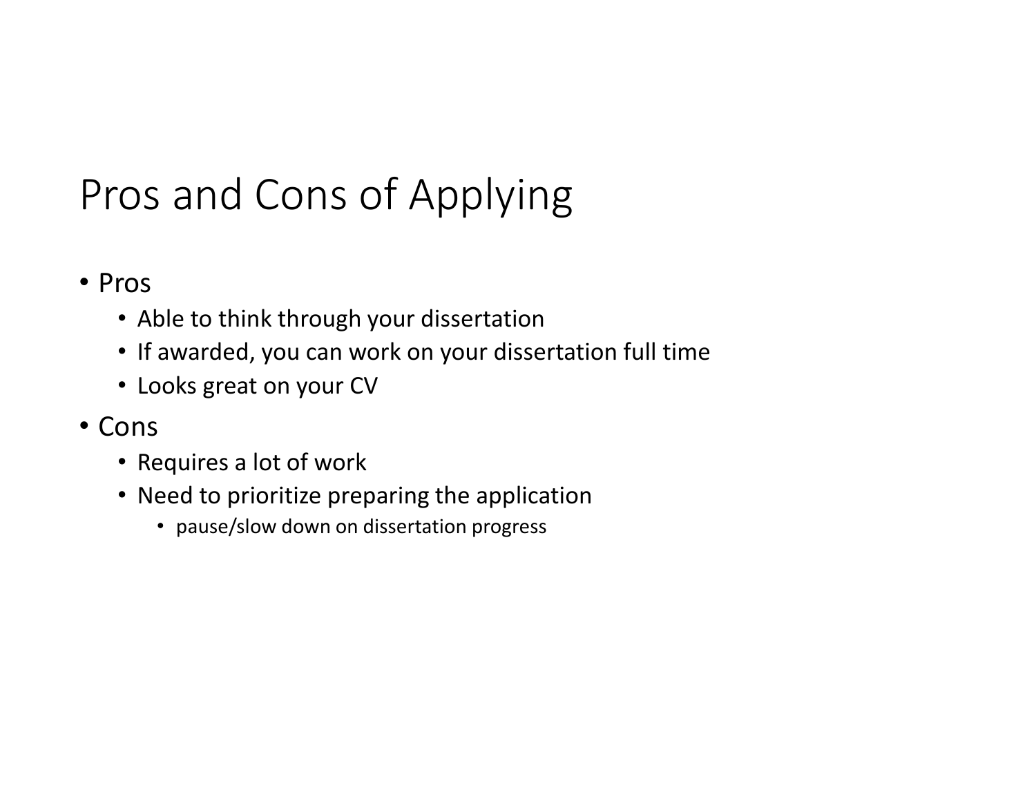# Pros and Cons of Applying

- Pros
  - Able to think through your dissertation
  - If awarded, you can work on your dissertation full time
  - Looks great on your CV
- Cons
  - Requires a lot of work
  - Need to prioritize preparing the application
    - pause/slow down on dissertation progress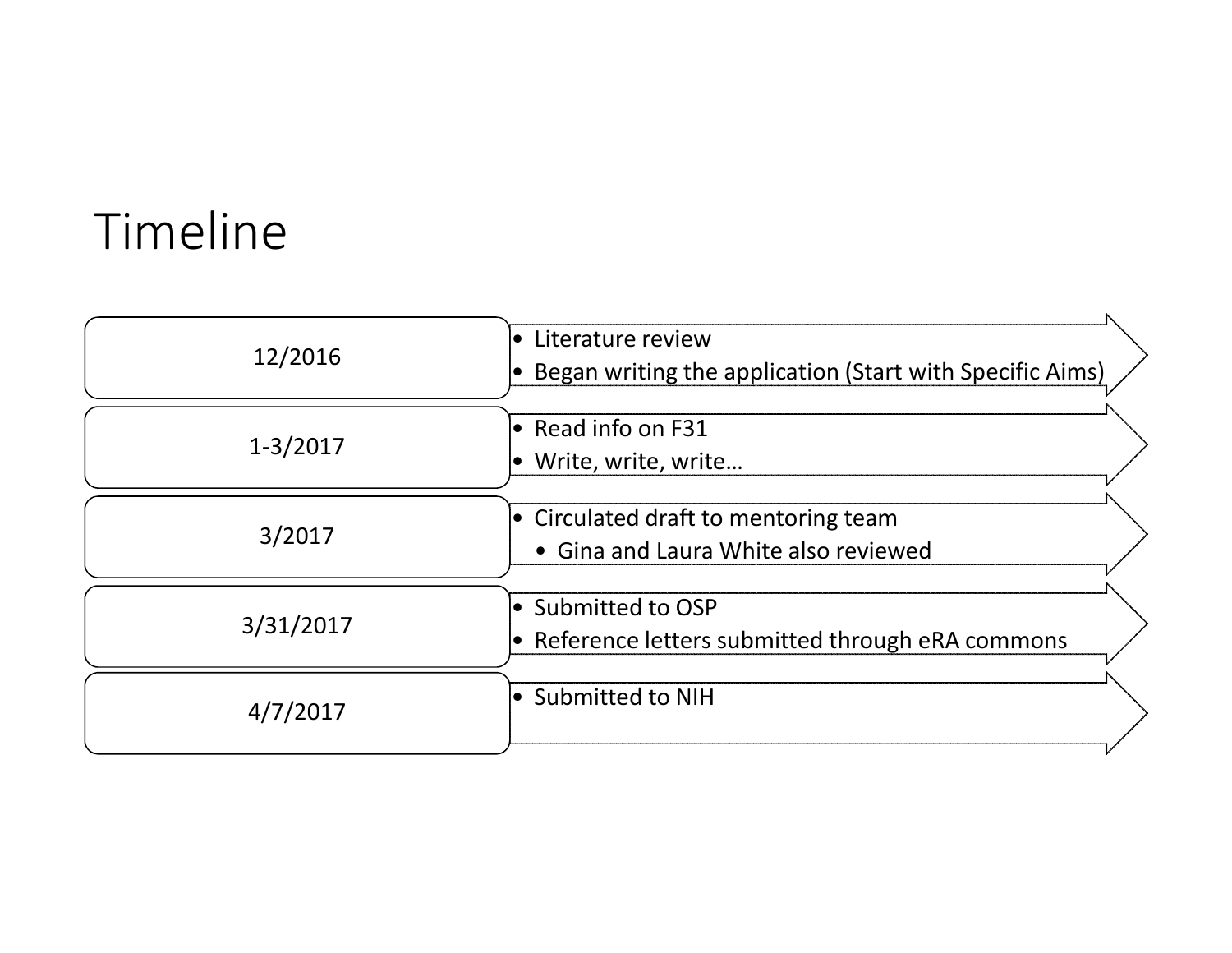# Timeline

- **12/2016**
  - Literature review
  - Began writing the application (Start with Specific Aims)
- **1-3/2017**
  - Read info on F31
  - Write, write, write…
- **3/2017**
  - Circulated draft to mentoring team
    - Gina and Laura White also reviewed
- **3/31/2017**
  - Submitted to OSP
  - Reference letters submitted through eRA commons
- **4/7/2017**
  - Submitted to NIH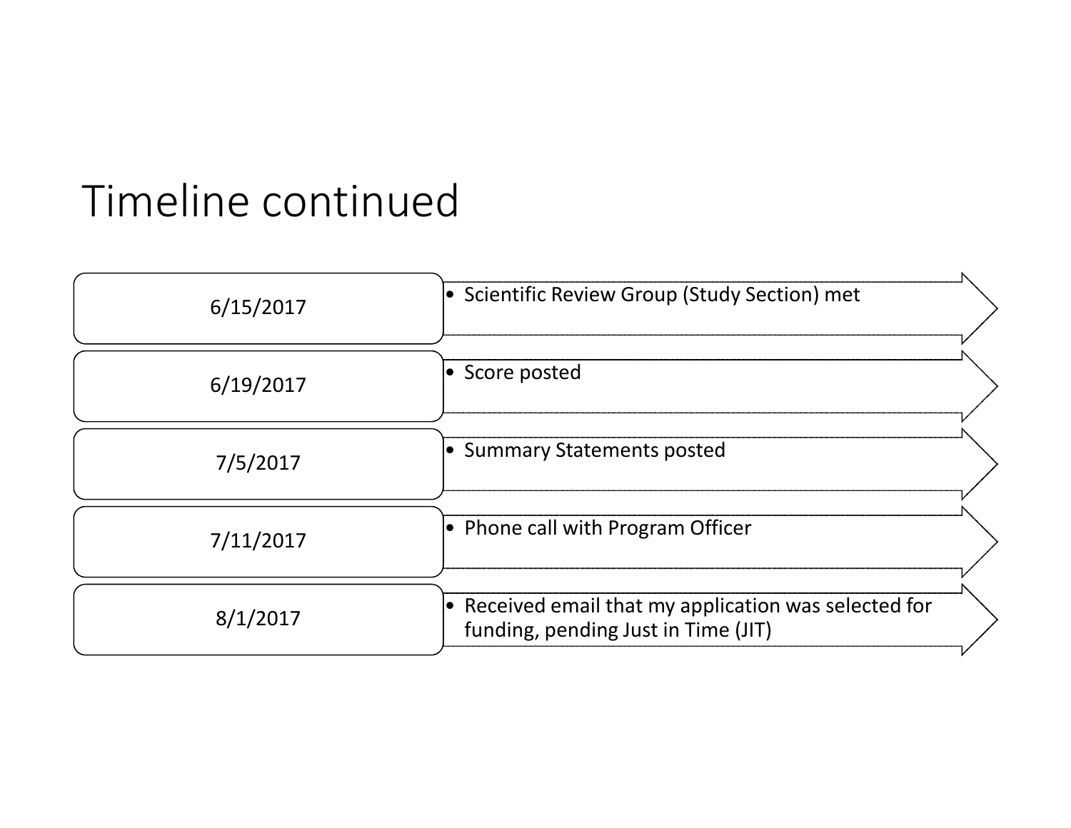# Timeline continued

| Date | Event |
| --- | --- |
| 6/15/2017 | • Scientific Review Group (Study Section) met |
| 6/19/2017 | • Score posted |
| 7/5/2017 | • Summary Statements posted |
| 7/11/2017 | • Phone call with Program Officer |
| 8/1/2017 | • Received email that my application was selected for funding, pending Just in Time (JIT) |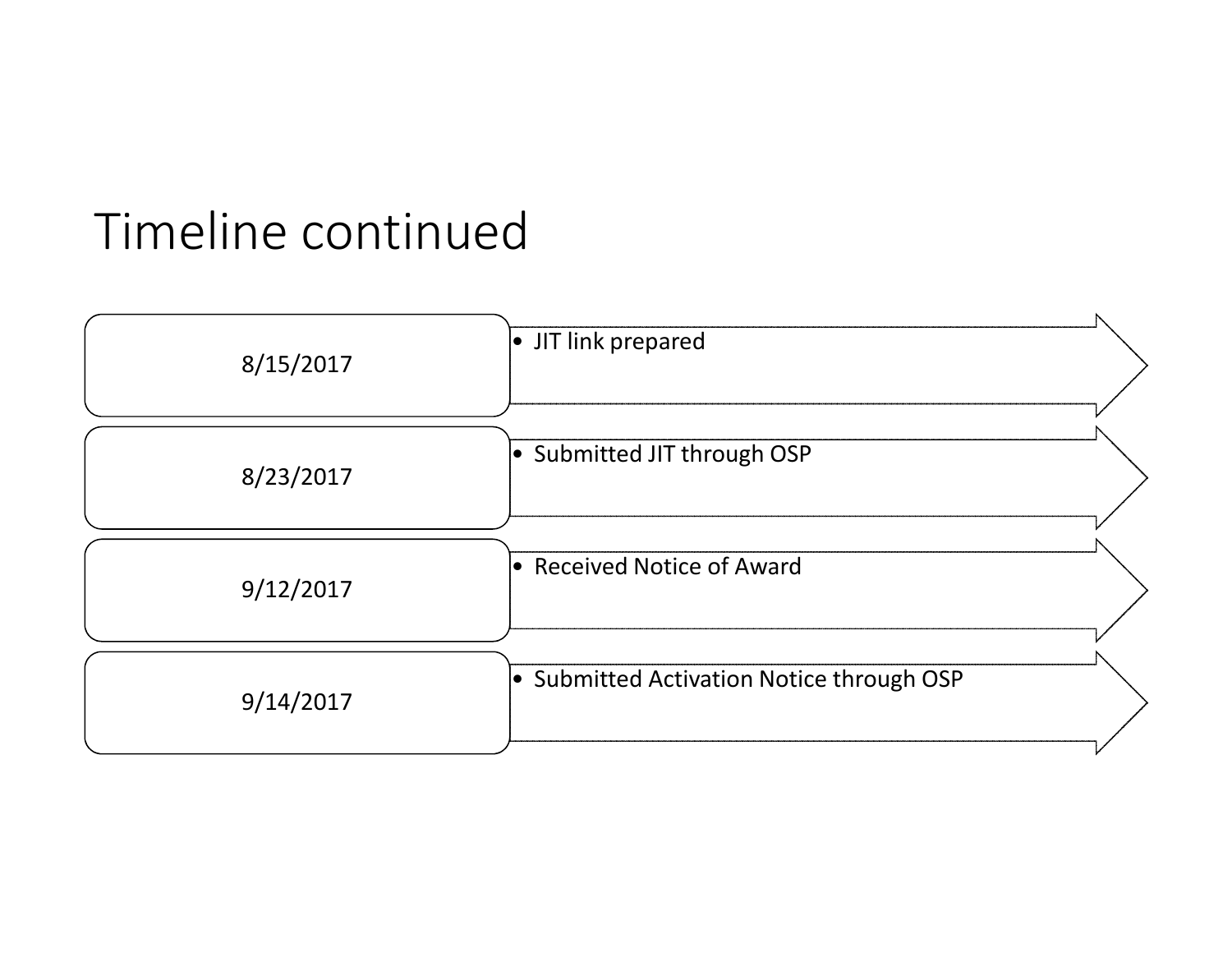# Timeline continued

8/15/2017

- JIT link prepared

8/23/2017

- Submitted JIT through OSP

9/12/2017

- Received Notice of Award

9/14/2017

- Submitted Activation Notice through OSP